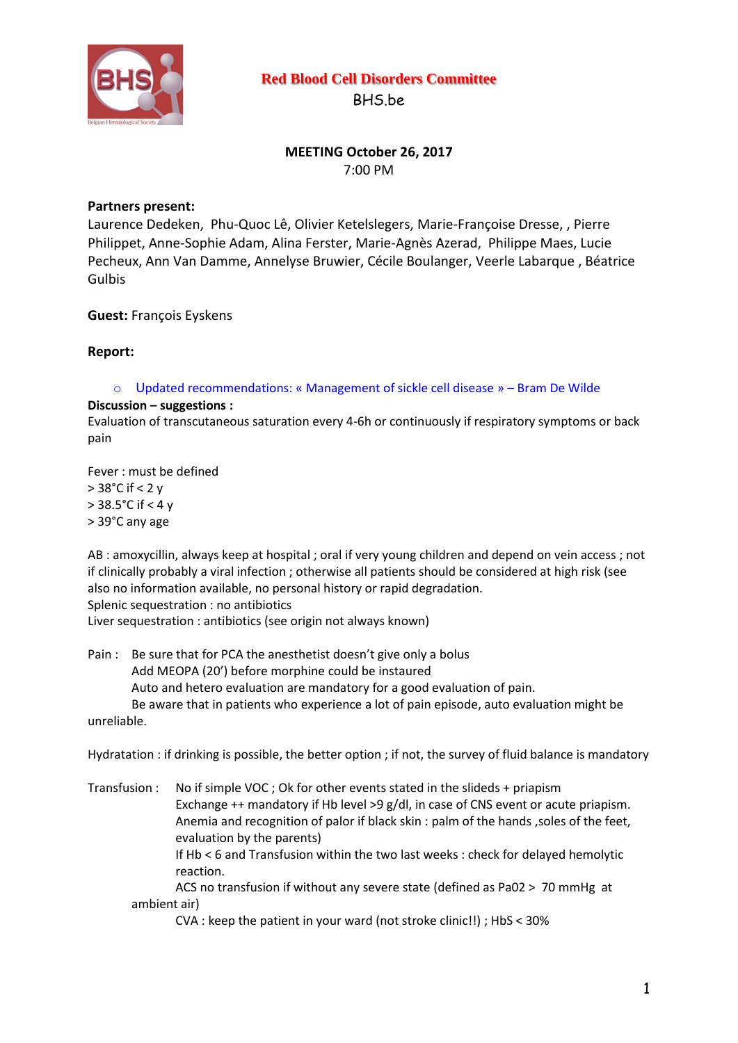**Red Blood Cell Disorders Committee**

BHS.be

**MEETING October 26, 2017**

7:00 PM

**Partners present:**

Laurence Dedeken, Phu-Quoc Lê, Olivier Ketelslegers, Marie-Françoise Dresse, , Pierre Philippet, Anne-Sophie Adam, Alina Ferster, Marie-Agnès Azerad, Philippe Maes, Lucie Pecheux, Ann Van Damme, Annelyse Bruwier, Cécile Boulanger, Veerle Labarque , Béatrice Gulbis

**Guest:** François Eyskens

**Report:**

- Updated recommendations: « Management of sickle cell disease » – Bram De Wilde

**Discussion – suggestions :**

Evaluation of transcutaneous saturation every 4-6h or continuously if respiratory symptoms or back pain

Fever : must be defined
> 38°C if < 2 y
> 38.5°C if < 4 y
> 39°C any age

AB : amoxycillin, always keep at hospital ; oral if very young children and depend on vein access ; not if clinically probably a viral infection ; otherwise all patients should be considered at high risk (see also no information available, no personal history or rapid degradation.
Splenic sequestration : no antibiotics
Liver sequestration : antibiotics (see origin not always known)

Pain : Be sure that for PCA the anesthetist doesn't give only a bolus
Add MEOPA (20') before morphine could be instaured
Auto and hetero evaluation are mandatory for a good evaluation of pain.
Be aware that in patients who experience a lot of pain episode, auto evaluation might be unreliable.

Hydratation : if drinking is possible, the better option ; if not, the survey of fluid balance is mandatory

Transfusion : No if simple VOC ; Ok for other events stated in the slideds + priapism
Exchange ++ mandatory if Hb level >9 g/dl, in case of CNS event or acute priapism.
Anemia and recognition of palor if black skin : palm of the hands ,soles of the feet, evaluation by the parents)
If Hb < 6 and Transfusion within the two last weeks : check for delayed hemolytic reaction.
ACS no transfusion if without any severe state (defined as Pa02 > 70 mmHg at ambient air)
CVA : keep the patient in your ward (not stroke clinic!!) ; HbS < 30%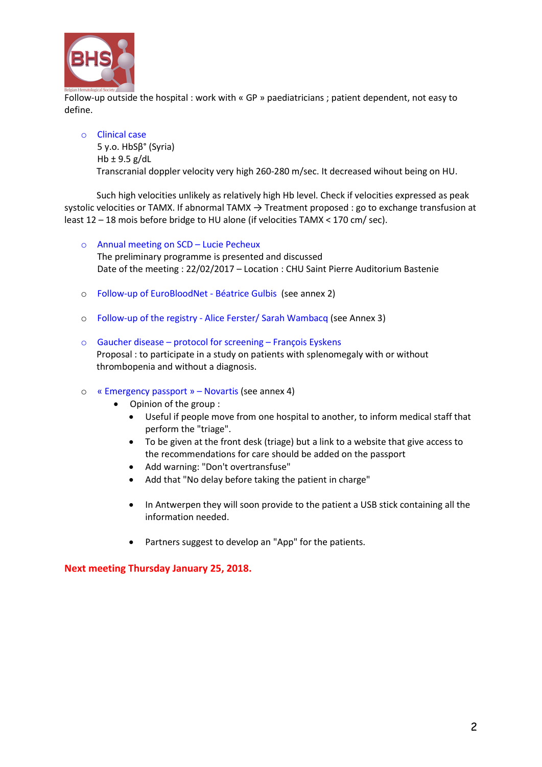Follow-up outside the hospital : work with « GP » paediatricians ; patient dependent, not easy to define.

- Clinical case
  5 y.o. HbSβ° (Syria)
  Hb ± 9.5 g/dL
  Transcranial doppler velocity very high 260-280 m/sec. It decreased wihout being on HU.

  Such high velocities unlikely as relatively high Hb level. Check if velocities expressed as peak systolic velocities or TAMX. If abnormal TAMX → Treatment proposed : go to exchange transfusion at least 12 – 18 mois before bridge to HU alone (if velocities TAMX < 170 cm/ sec).

- Annual meeting on SCD – Lucie Pecheux
  The preliminary programme is presented and discussed
  Date of the meeting : 22/02/2017 – Location : CHU Saint Pierre Auditorium Bastenie

- Follow-up of EuroBloodNet - Béatrice Gulbis (see annex 2)

- Follow-up of the registry - Alice Ferster/ Sarah Wambacq (see Annex 3)

- Gaucher disease – protocol for screening – François Eyskens
  Proposal : to participate in a study on patients with splenomegaly with or without thrombopenia and without a diagnosis.

- « Emergency passport » – Novartis (see annex 4)
  - Opinion of the group :
    - Useful if people move from one hospital to another, to inform medical staff that perform the "triage".
    - To be given at the front desk (triage) but a link to a website that give access to the recommendations for care should be added on the passport
    - Add warning: "Don't overtransfuse"
    - Add that "No delay before taking the patient in charge"
    - In Antwerpen they will soon provide to the patient a USB stick containing all the information needed.
    - Partners suggest to develop an "App" for the patients.

**Next meeting Thursday January 25, 2018.**